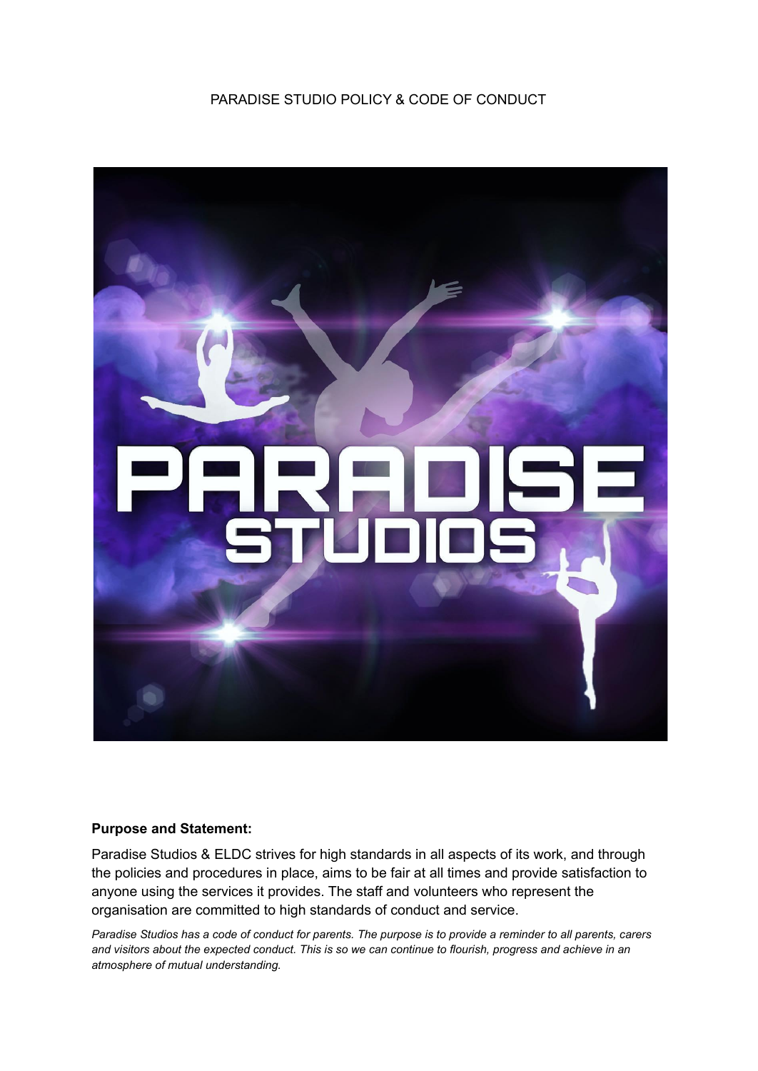PARADISE STUDIO POLICY & CODE OF CONDUCT

**Purpose and Statement:**

Paradise Studios & ELDC strives for high standards in all aspects of its work, and through the policies and procedures in place, aims to be fair at all times and provide satisfaction to anyone using the services it provides. The staff and volunteers who represent the organisation are committed to high standards of conduct and service.

*Paradise Studios has a code of conduct for parents. The purpose is to provide a reminder to all parents, carers and visitors about the expected conduct. This is so we can continue to flourish, progress and achieve in an atmosphere of mutual understanding.*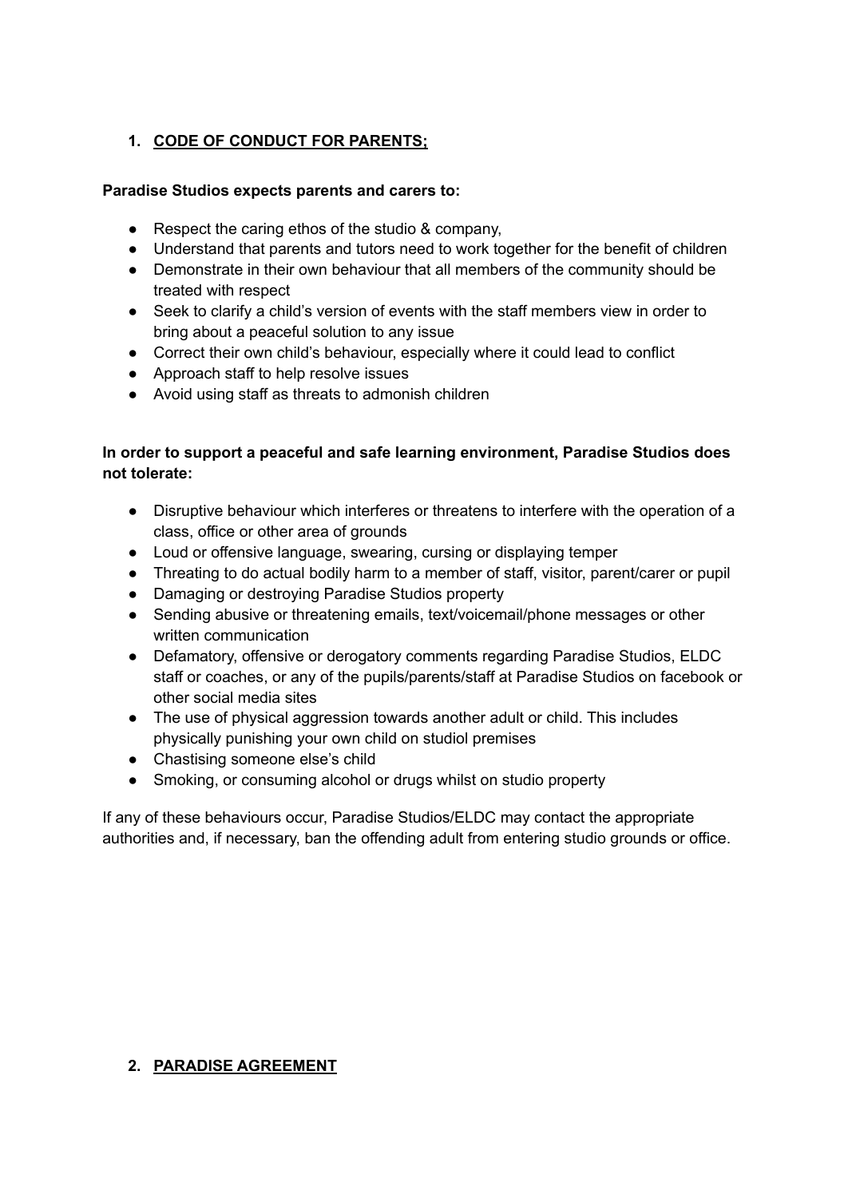1. **<u>CODE OF CONDUCT FOR PARENTS;</u>**

**Paradise Studios expects parents and carers to:**

- Respect the caring ethos of the studio & company,
- Understand that parents and tutors need to work together for the benefit of children
- Demonstrate in their own behaviour that all members of the community should be treated with respect
- Seek to clarify a child's version of events with the staff members view in order to bring about a peaceful solution to any issue
- Correct their own child's behaviour, especially where it could lead to conflict
- Approach staff to help resolve issues
- Avoid using staff as threats to admonish children

**In order to support a peaceful and safe learning environment, Paradise Studios does not tolerate:**

- Disruptive behaviour which interferes or threatens to interfere with the operation of a class, office or other area of grounds
- Loud or offensive language, swearing, cursing or displaying temper
- Threating to do actual bodily harm to a member of staff, visitor, parent/carer or pupil
- Damaging or destroying Paradise Studios property
- Sending abusive or threatening emails, text/voicemail/phone messages or other written communication
- Defamatory, offensive or derogatory comments regarding Paradise Studios, ELDC staff or coaches, or any of the pupils/parents/staff at Paradise Studios on facebook or other social media sites
- The use of physical aggression towards another adult or child. This includes physically punishing your own child on studiol premises
- Chastising someone else's child
- Smoking, or consuming alcohol or drugs whilst on studio property

If any of these behaviours occur, Paradise Studios/ELDC may contact the appropriate authorities and, if necessary, ban the offending adult from entering studio grounds or office.

2. **<u>PARADISE AGREEMENT</u>**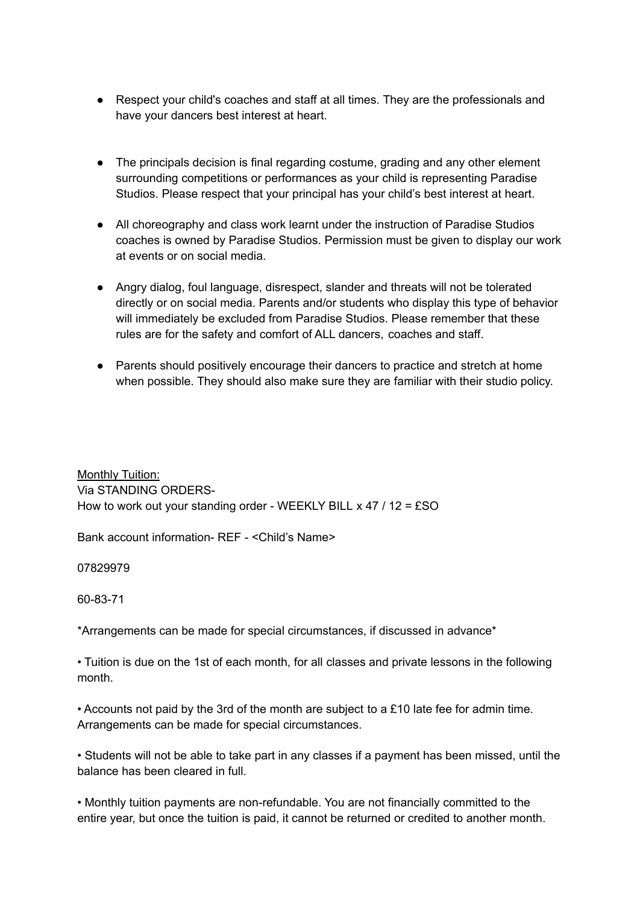- Respect your child's coaches and staff at all times. They are the professionals and have your dancers best interest at heart.

- The principals decision is final regarding costume, grading and any other element surrounding competitions or performances as your child is representing Paradise Studios. Please respect that your principal has your child's best interest at heart.

- All choreography and class work learnt under the instruction of Paradise Studios coaches is owned by Paradise Studios. Permission must be given to display our work at events or on social media.

- Angry dialog, foul language, disrespect, slander and threats will not be tolerated directly or on social media. Parents and/or students who display this type of behavior will immediately be excluded from Paradise Studios. Please remember that these rules are for the safety and comfort of ALL dancers, coaches and staff.

- Parents should positively encourage their dancers to practice and stretch at home when possible. They should also make sure they are familiar with their studio policy.

<u>Monthly Tuition:</u>
Via STANDING ORDERS-
How to work out your standing order - WEEKLY BILL x 47 / 12 = £SO

Bank account information- REF - <Child's Name>

07829979

60-83-71

*Arrangements can be made for special circumstances, if discussed in advance*

• Tuition is due on the 1st of each month, for all classes and private lessons in the following month.

• Accounts not paid by the 3rd of the month are subject to a £10 late fee for admin time. Arrangements can be made for special circumstances.

• Students will not be able to take part in any classes if a payment has been missed, until the balance has been cleared in full.

• Monthly tuition payments are non-refundable. You are not financially committed to the entire year, but once the tuition is paid, it cannot be returned or credited to another month.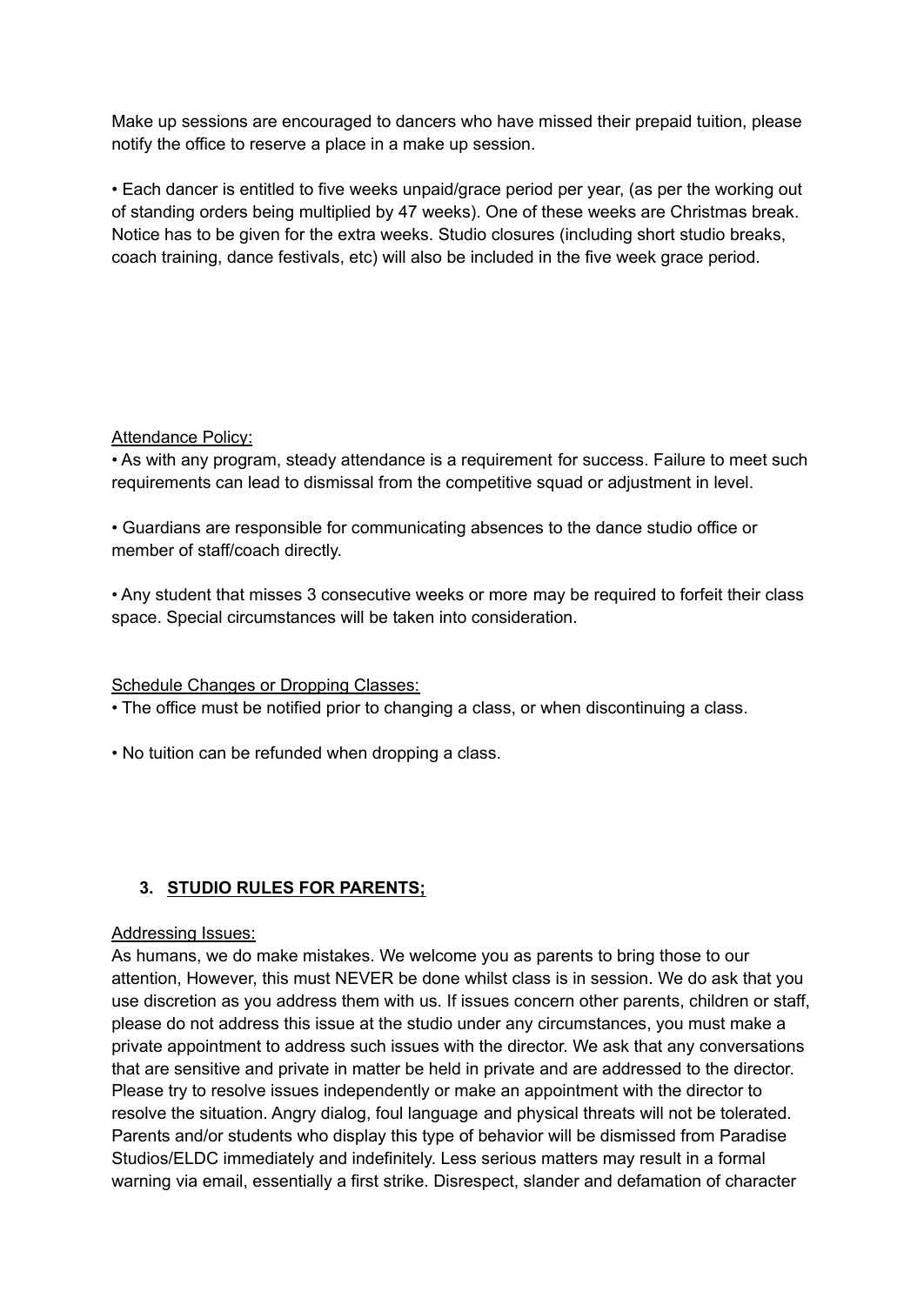Make up sessions are encouraged to dancers who have missed their prepaid tuition, please notify the office to reserve a place in a make up session.

• Each dancer is entitled to five weeks unpaid/grace period per year, (as per the working out of standing orders being multiplied by 47 weeks). One of these weeks are Christmas break. Notice has to be given for the extra weeks. Studio closures (including short studio breaks, coach training, dance festivals, etc) will also be included in the five week grace period.

<u>Attendance Policy:</u>

• As with any program, steady attendance is a requirement for success. Failure to meet such requirements can lead to dismissal from the competitive squad or adjustment in level.

• Guardians are responsible for communicating absences to the dance studio office or member of staff/coach directly.

• Any student that misses 3 consecutive weeks or more may be required to forfeit their class space. Special circumstances will be taken into consideration.

<u>Schedule Changes or Dropping Classes:</u>

• The office must be notified prior to changing a class, or when discontinuing a class.

• No tuition can be refunded when dropping a class.

## 3. STUDIO RULES FOR PARENTS;

<u>Addressing Issues:</u>

As humans, we do make mistakes. We welcome you as parents to bring those to our attention, However, this must NEVER be done whilst class is in session. We do ask that you use discretion as you address them with us. If issues concern other parents, children or staff, please do not address this issue at the studio under any circumstances, you must make a private appointment to address such issues with the director. We ask that any conversations that are sensitive and private in matter be held in private and are addressed to the director. Please try to resolve issues independently or make an appointment with the director to resolve the situation. Angry dialog, foul language and physical threats will not be tolerated. Parents and/or students who display this type of behavior will be dismissed from Paradise Studios/ELDC immediately and indefinitely. Less serious matters may result in a formal warning via email, essentially a first strike. Disrespect, slander and defamation of character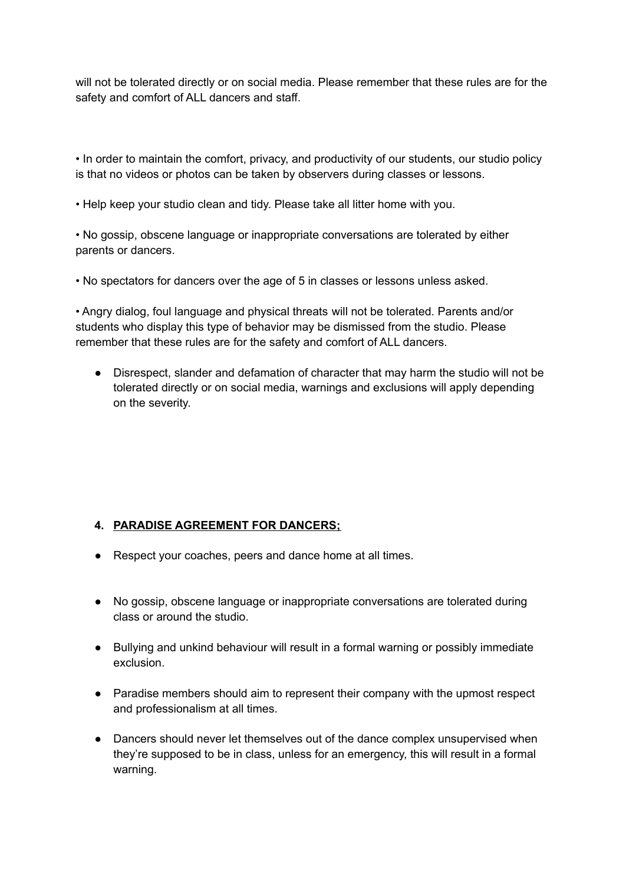will not be tolerated directly or on social media. Please remember that these rules are for the safety and comfort of ALL dancers and staff.

• In order to maintain the comfort, privacy, and productivity of our students, our studio policy is that no videos or photos can be taken by observers during classes or lessons.

• Help keep your studio clean and tidy. Please take all litter home with you.

• No gossip, obscene language or inappropriate conversations are tolerated by either parents or dancers.

• No spectators for dancers over the age of 5 in classes or lessons unless asked.

• Angry dialog, foul language and physical threats will not be tolerated. Parents and/or students who display this type of behavior may be dismissed from the studio. Please remember that these rules are for the safety and comfort of ALL dancers.

- Disrespect, slander and defamation of character that may harm the studio will not be tolerated directly or on social media, warnings and exclusions will apply depending on the severity.

4. **PARADISE AGREEMENT FOR DANCERS;**

- Respect your coaches, peers and dance home at all times.
- No gossip, obscene language or inappropriate conversations are tolerated during class or around the studio.
- Bullying and unkind behaviour will result in a formal warning or possibly immediate exclusion.
- Paradise members should aim to represent their company with the upmost respect and professionalism at all times.
- Dancers should never let themselves out of the dance complex unsupervised when they're supposed to be in class, unless for an emergency, this will result in a formal warning.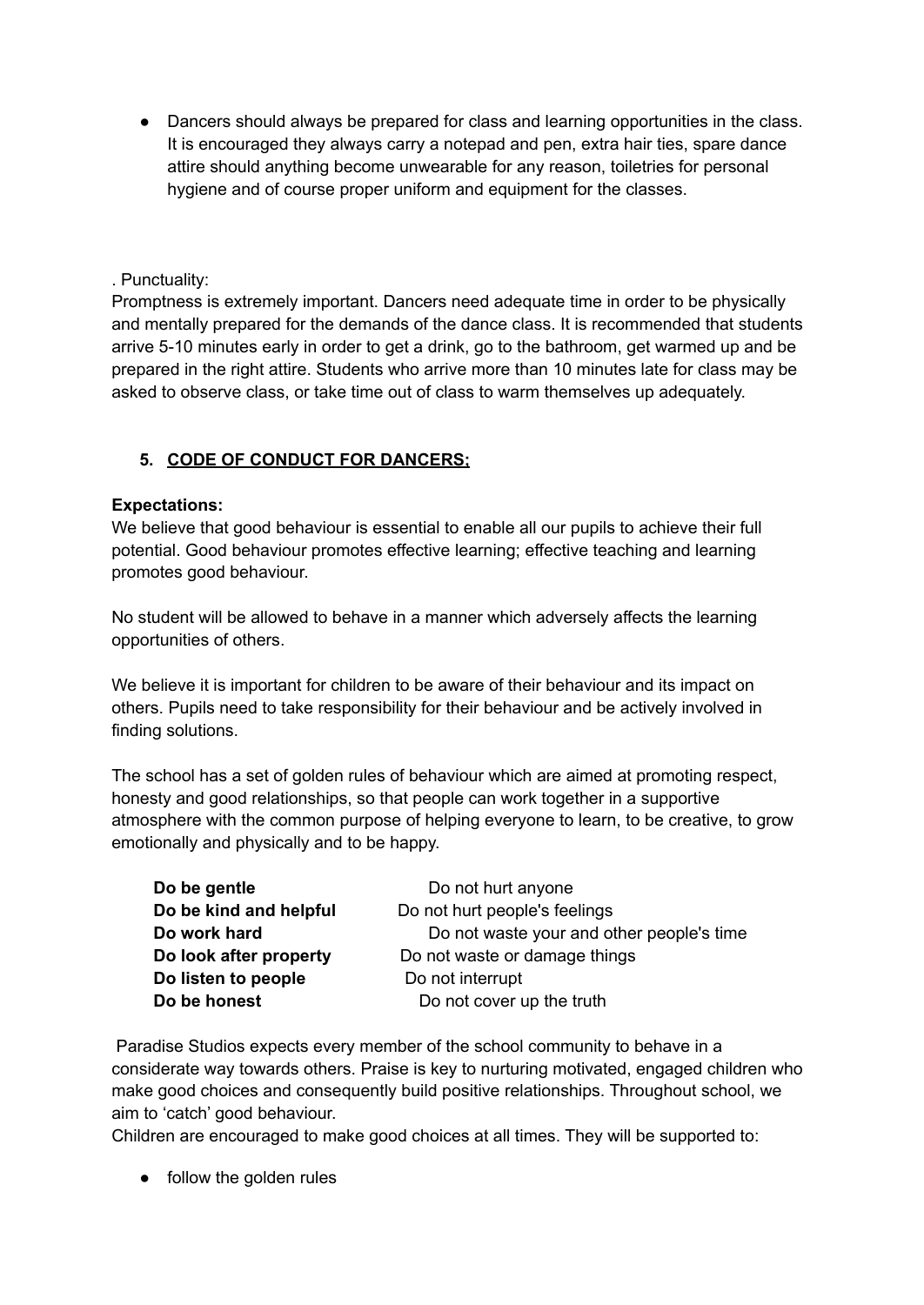- Dancers should always be prepared for class and learning opportunities in the class. It is encouraged they always carry a notepad and pen, extra hair ties, spare dance attire should anything become unwearable for any reason, toiletries for personal hygiene and of course proper uniform and equipment for the classes.

. Punctuality:

Promptness is extremely important. Dancers need adequate time in order to be physically and mentally prepared for the demands of the dance class. It is recommended that students arrive 5-10 minutes early in order to get a drink, go to the bathroom, get warmed up and be prepared in the right attire. Students who arrive more than 10 minutes late for class may be asked to observe class, or take time out of class to warm themselves up adequately.

## 5. CODE OF CONDUCT FOR DANCERS;

**Expectations:**

We believe that good behaviour is essential to enable all our pupils to achieve their full potential. Good behaviour promotes effective learning; effective teaching and learning promotes good behaviour.

No student will be allowed to behave in a manner which adversely affects the learning opportunities of others.

We believe it is important for children to be aware of their behaviour and its impact on others. Pupils need to take responsibility for their behaviour and be actively involved in finding solutions.

The school has a set of golden rules of behaviour which are aimed at promoting respect, honesty and good relationships, so that people can work together in a supportive atmosphere with the common purpose of helping everyone to learn, to be creative, to grow emotionally and physically and to be happy.

| | |
|---|---|
| **Do be gentle** | Do not hurt anyone |
| **Do be kind and helpful** | Do not hurt people's feelings |
| **Do work hard** | Do not waste your and other people's time |
| **Do look after property** | Do not waste or damage things |
| **Do listen to people** | Do not interrupt |
| **Do be honest** | Do not cover up the truth |

Paradise Studios expects every member of the school community to behave in a considerate way towards others. Praise is key to nurturing motivated, engaged children who make good choices and consequently build positive relationships. Throughout school, we aim to 'catch' good behaviour.

Children are encouraged to make good choices at all times. They will be supported to:

- follow the golden rules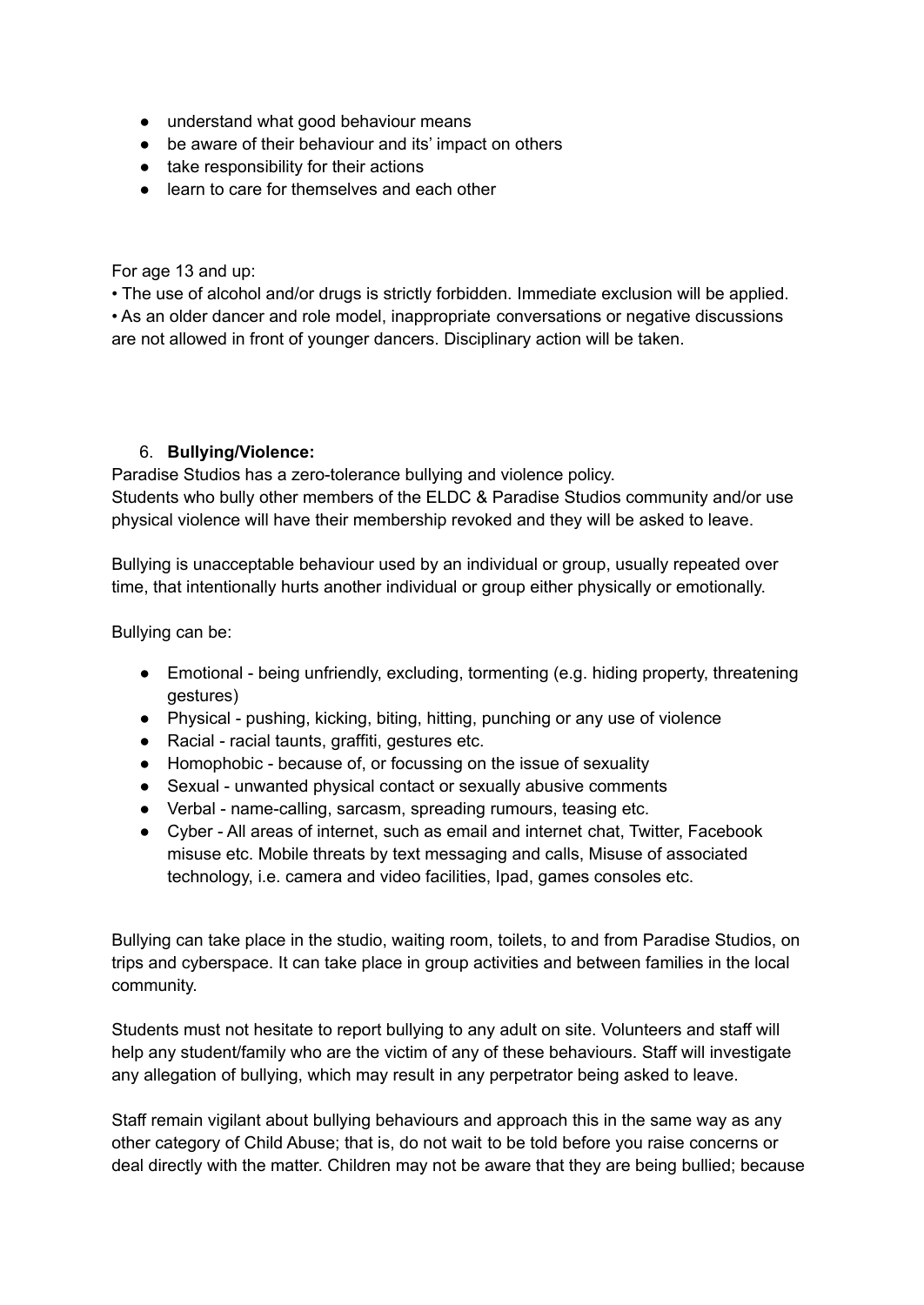- understand what good behaviour means
- be aware of their behaviour and its' impact on others
- take responsibility for their actions
- learn to care for themselves and each other

For age 13 and up:

• The use of alcohol and/or drugs is strictly forbidden. Immediate exclusion will be applied.
• As an older dancer and role model, inappropriate conversations or negative discussions are not allowed in front of younger dancers. Disciplinary action will be taken.

6. **Bullying/Violence:**

Paradise Studios has a zero-tolerance bullying and violence policy.
Students who bully other members of the ELDC & Paradise Studios community and/or use physical violence will have their membership revoked and they will be asked to leave.

Bullying is unacceptable behaviour used by an individual or group, usually repeated over time, that intentionally hurts another individual or group either physically or emotionally.

Bullying can be:

- Emotional - being unfriendly, excluding, tormenting (e.g. hiding property, threatening gestures)
- Physical - pushing, kicking, biting, hitting, punching or any use of violence
- Racial - racial taunts, graffiti, gestures etc.
- Homophobic - because of, or focussing on the issue of sexuality
- Sexual - unwanted physical contact or sexually abusive comments
- Verbal - name-calling, sarcasm, spreading rumours, teasing etc.
- Cyber - All areas of internet, such as email and internet chat, Twitter, Facebook misuse etc. Mobile threats by text messaging and calls, Misuse of associated technology, i.e. camera and video facilities, Ipad, games consoles etc.

Bullying can take place in the studio, waiting room, toilets, to and from Paradise Studios, on trips and cyberspace. It can take place in group activities and between families in the local community.

Students must not hesitate to report bullying to any adult on site. Volunteers and staff will help any student/family who are the victim of any of these behaviours. Staff will investigate any allegation of bullying, which may result in any perpetrator being asked to leave.

Staff remain vigilant about bullying behaviours and approach this in the same way as any other category of Child Abuse; that is, do not wait to be told before you raise concerns or deal directly with the matter. Children may not be aware that they are being bullied; because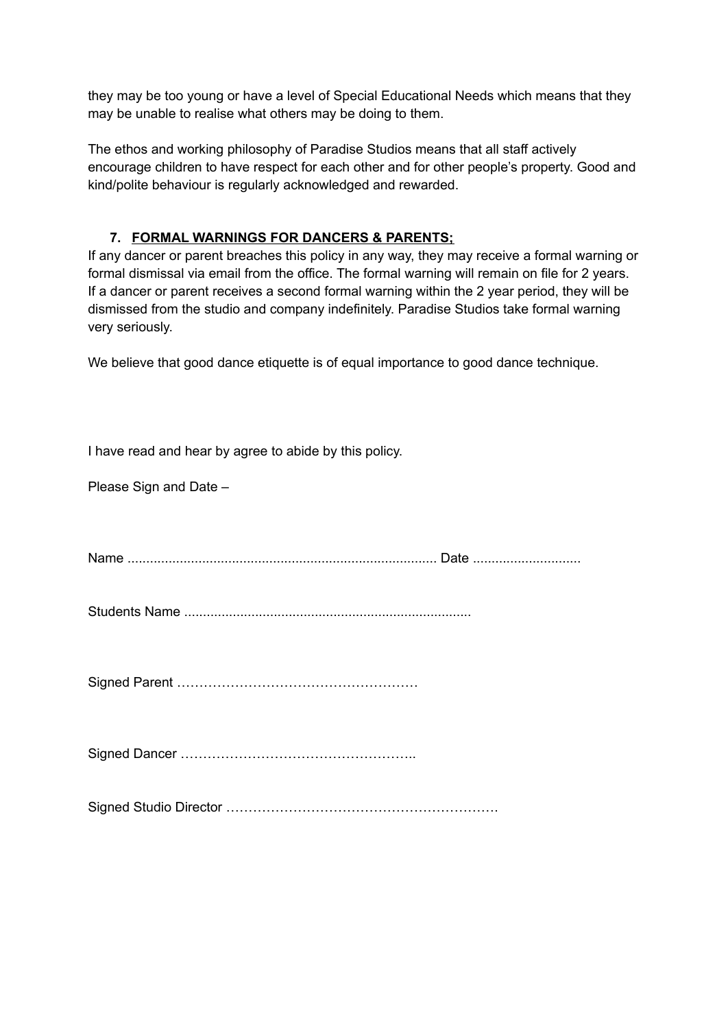they may be too young or have a level of Special Educational Needs which means that they may be unable to realise what others may be doing to them.

The ethos and working philosophy of Paradise Studios means that all staff actively encourage children to have respect for each other and for other people's property. Good and kind/polite behaviour is regularly acknowledged and rewarded.

## 7. FORMAL WARNINGS FOR DANCERS & PARENTS;

If any dancer or parent breaches this policy in any way, they may receive a formal warning or formal dismissal via email from the office. The formal warning will remain on file for 2 years. If a dancer or parent receives a second formal warning within the 2 year period, they will be dismissed from the studio and company indefinitely. Paradise Studios take formal warning very seriously.

We believe that good dance etiquette is of equal importance to good dance technique.

I have read and hear by agree to abide by this policy.

Please Sign and Date –

Name .................................................................................. Date ............................

Students Name ............................................................................

Signed Parent ………………………………………………

Signed Dancer ……………………………………………..

Signed Studio Director ………………………………………………….